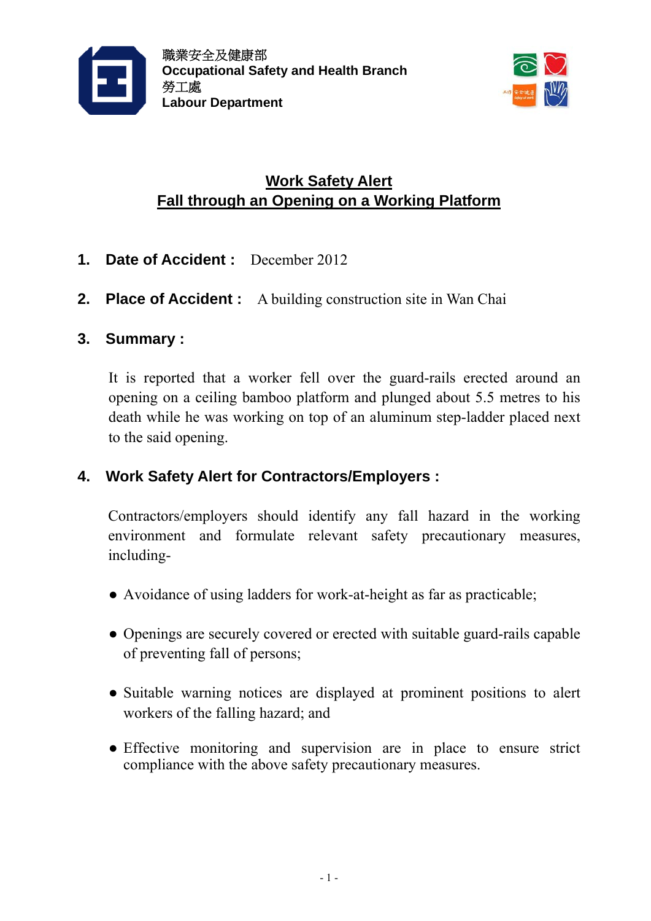職業安全及健康部
**Occupational Safety and Health Branch**
勞工處
**Labour Department**

## Work Safety Alert
## Fall through an Opening on a Working Platform

1. **Date of Accident :** December 2012

2. **Place of Accident :** A building construction site in Wan Chai

3. **Summary :**

   It is reported that a worker fell over the guard-rails erected around an opening on a ceiling bamboo platform and plunged about 5.5 metres to his death while he was working on top of an aluminum step-ladder placed next to the said opening.

4. **Work Safety Alert for Contractors/Employers :**

   Contractors/employers should identify any fall hazard in the working environment and formulate relevant safety precautionary measures, including-

   - Avoidance of using ladders for work-at-height as far as practicable;
   - Openings are securely covered or erected with suitable guard-rails capable of preventing fall of persons;
   - Suitable warning notices are displayed at prominent positions to alert workers of the falling hazard; and
   - Effective monitoring and supervision are in place to ensure strict compliance with the above safety precautionary measures.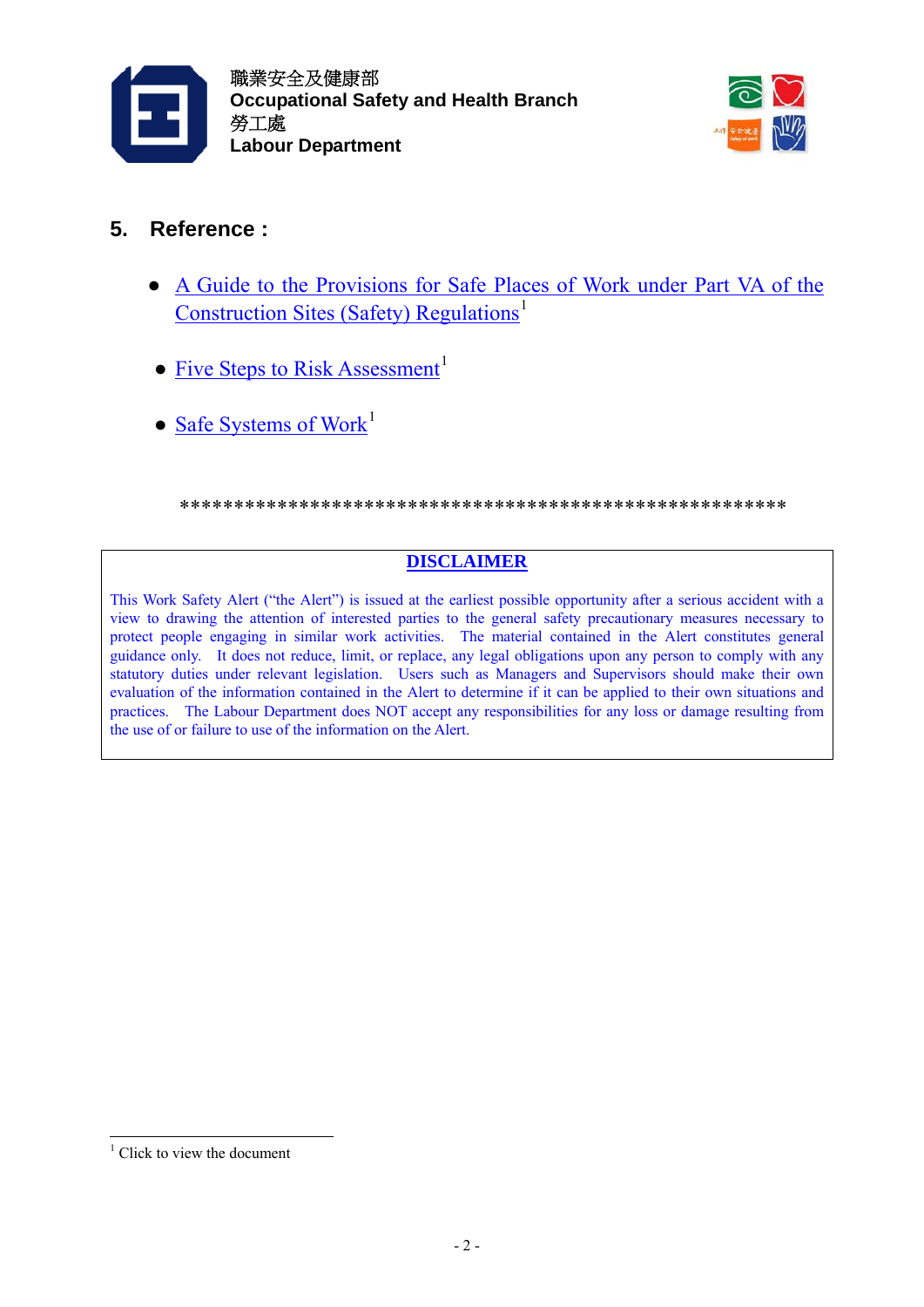## 5. Reference :

- A Guide to the Provisions for Safe Places of Work under Part VA of the Construction Sites (Safety) Regulations[1]
- Five Steps to Risk Assessment[1]
- Safe Systems of Work[1]

*******************************************************

**DISCLAIMER**

This Work Safety Alert ("the Alert") is issued at the earliest possible opportunity after a serious accident with a view to drawing the attention of interested parties to the general safety precautionary measures necessary to protect people engaging in similar work activities. The material contained in the Alert constitutes general guidance only. It does not reduce, limit, or replace, any legal obligations upon any person to comply with any statutory duties under relevant legislation. Users such as Managers and Supervisors should make their own evaluation of the information contained in the Alert to determine if it can be applied to their own situations and practices. The Labour Department does NOT accept any responsibilities for any loss or damage resulting from the use of or failure to use of the information on the Alert.

---

[1] Click to view the document